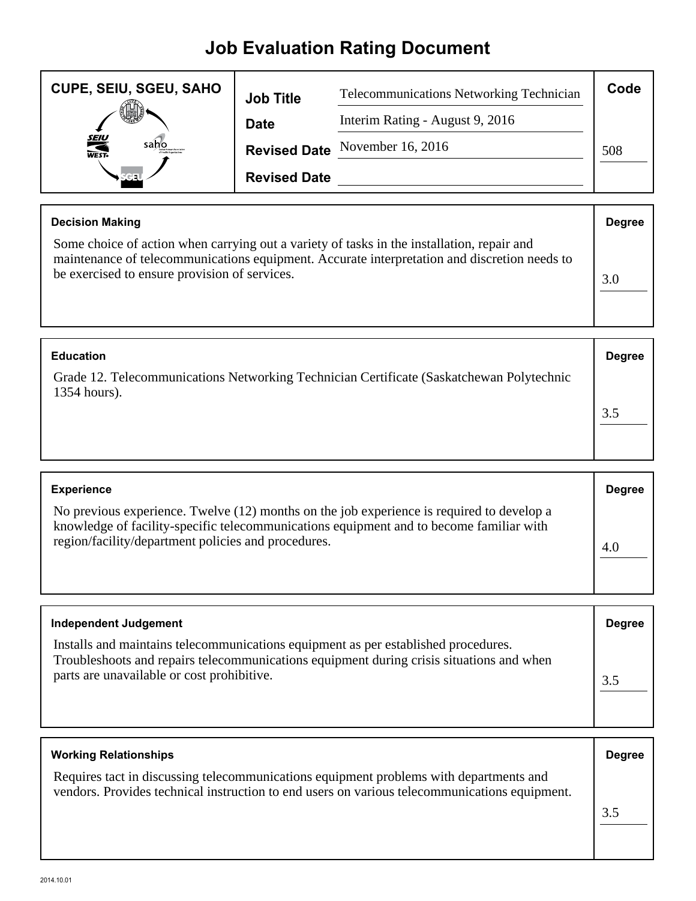# Job Evaluation Rating Document

| CUPE, SEIU, SGEU, SAHO | | | Code |
|---|---|---|---|
| | **Job Title** | Telecommunications Networking Technician | |
| | **Date** | Interim Rating - August 9, 2016 | |
| | **Revised Date** | November 16, 2016 | 508 |
| | **Revised Date** | | |

| **Decision Making** | **Degree** |
|---|---|
| Some choice of action when carrying out a variety of tasks in the installation, repair and maintenance of telecommunications equipment. Accurate interpretation and discretion needs to be exercised to ensure provision of services. | 3.0 |

| **Education** | **Degree** |
|---|---|
| Grade 12. Telecommunications Networking Technician Certificate (Saskatchewan Polytechnic 1354 hours). | 3.5 |

| **Experience** | **Degree** |
|---|---|
| No previous experience. Twelve (12) months on the job experience is required to develop a knowledge of facility-specific telecommunications equipment and to become familiar with region/facility/department policies and procedures. | 4.0 |

| **Independent Judgement** | **Degree** |
|---|---|
| Installs and maintains telecommunications equipment as per established procedures. Troubleshoots and repairs telecommunications equipment during crisis situations and when parts are unavailable or cost prohibitive. | 3.5 |

| **Working Relationships** | **Degree** |
|---|---|
| Requires tact in discussing telecommunications equipment problems with departments and vendors. Provides technical instruction to end users on various telecommunications equipment. | 3.5 |

2014.10.01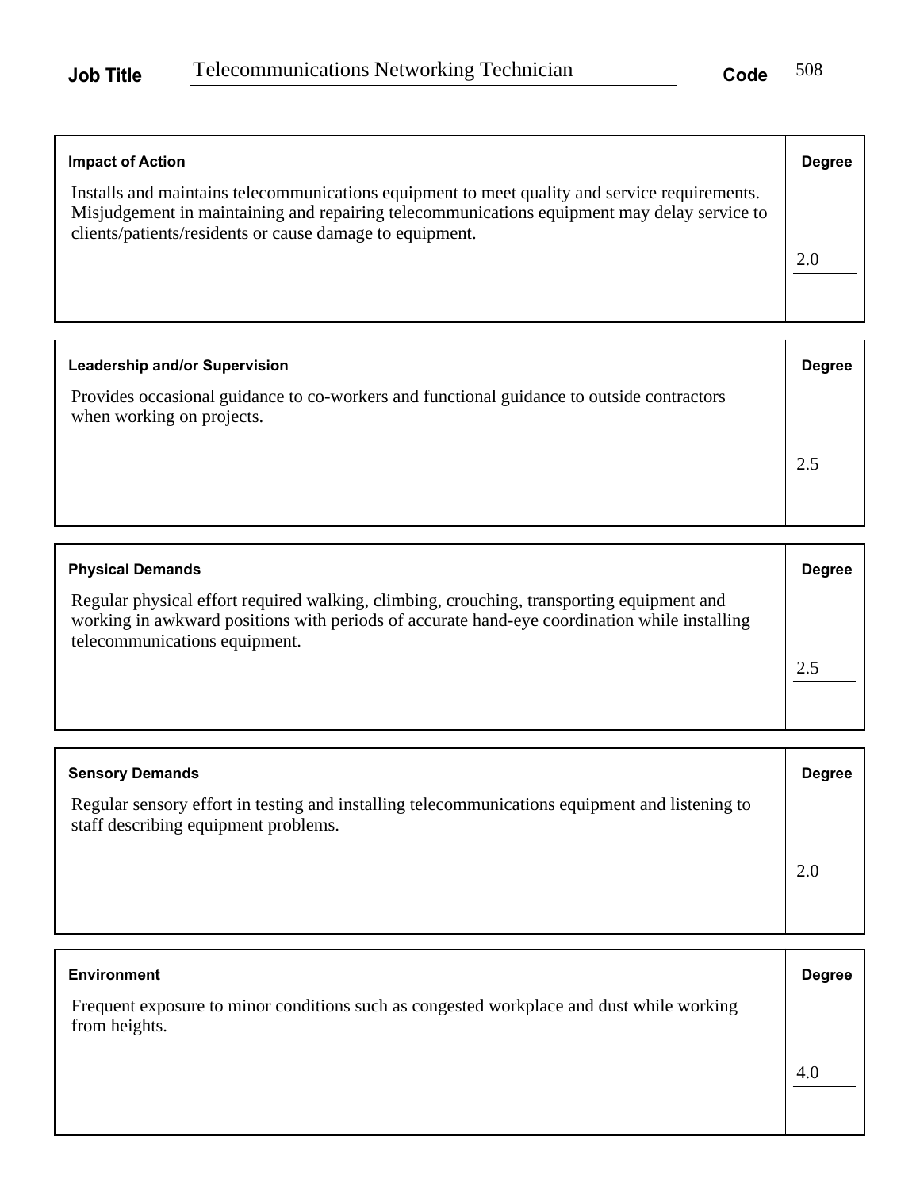**Job Title** Telecommunications Networking Technician **Code** 508

| **Impact of Action** | **Degree** |
|---|---|
| Installs and maintains telecommunications equipment to meet quality and service requirements. Misjudgement in maintaining and repairing telecommunications equipment may delay service to clients/patients/residents or cause damage to equipment. | 2.0 |

| **Leadership and/or Supervision** | **Degree** |
|---|---|
| Provides occasional guidance to co-workers and functional guidance to outside contractors when working on projects. | 2.5 |

| **Physical Demands** | **Degree** |
|---|---|
| Regular physical effort required walking, climbing, crouching, transporting equipment and working in awkward positions with periods of accurate hand-eye coordination while installing telecommunications equipment. | 2.5 |

| **Sensory Demands** | **Degree** |
|---|---|
| Regular sensory effort in testing and installing telecommunications equipment and listening to staff describing equipment problems. | 2.0 |

| **Environment** | **Degree** |
|---|---|
| Frequent exposure to minor conditions such as congested workplace and dust while working from heights. | 4.0 |